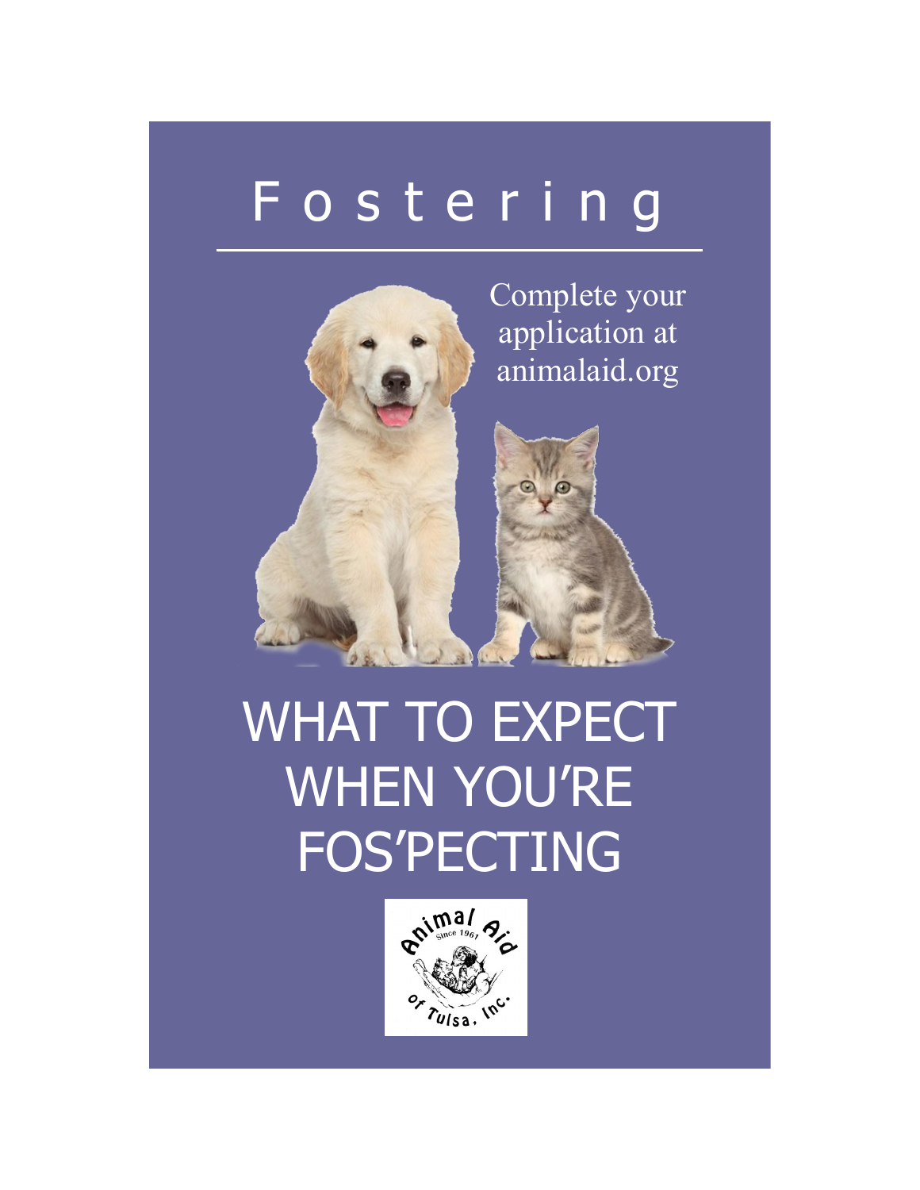# Fostering

Complete your application at animalaid.org

# WHAT TO EXPECT WHEN YOU'RE FOS'PECTING

Animal Aid of Tulsa, Inc. Since 1961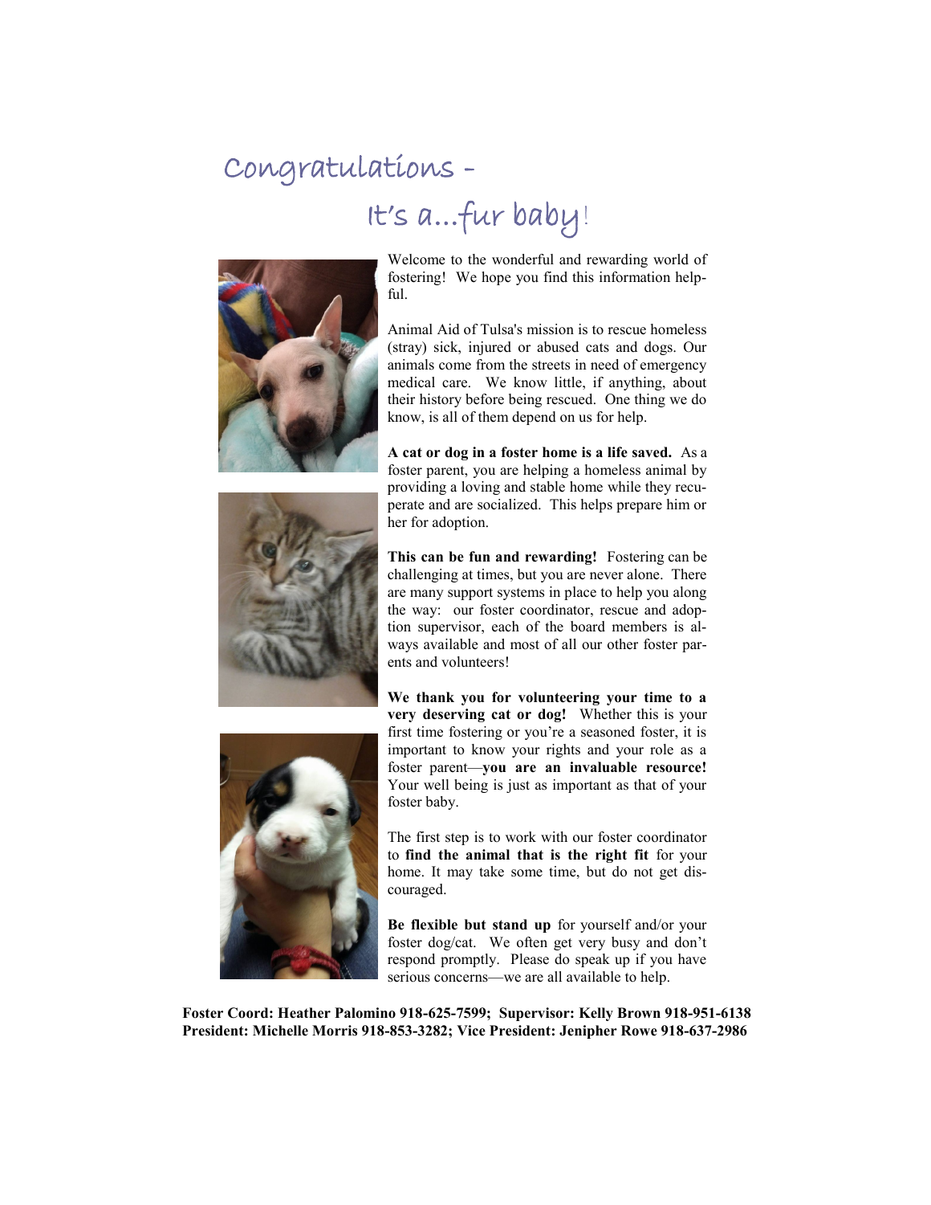# Congratulations -
# It's a...fur baby!

Welcome to the wonderful and rewarding world of fostering! We hope you find this information helpful.

Animal Aid of Tulsa's mission is to rescue homeless (stray) sick, injured or abused cats and dogs. Our animals come from the streets in need of emergency medical care. We know little, if anything, about their history before being rescued. One thing we do know, is all of them depend on us for help.

**A cat or dog in a foster home is a life saved.** As a foster parent, you are helping a homeless animal by providing a loving and stable home while they recuperate and are socialized. This helps prepare him or her for adoption.

**This can be fun and rewarding!** Fostering can be challenging at times, but you are never alone. There are many support systems in place to help you along the way: our foster coordinator, rescue and adoption supervisor, each of the board members is always available and most of all our other foster parents and volunteers!

**We thank you for volunteering your time to a very deserving cat or dog!** Whether this is your first time fostering or you're a seasoned foster, it is important to know your rights and your role as a foster parent—**you are an invaluable resource!** Your well being is just as important as that of your foster baby.

The first step is to work with our foster coordinator to **find the animal that is the right fit** for your home. It may take some time, but do not get discouraged.

**Be flexible but stand up** for yourself and/or your foster dog/cat. We often get very busy and don't respond promptly. Please do speak up if you have serious concerns—we are all available to help.

**Foster Coord: Heather Palomino 918-625-7599; Supervisor: Kelly Brown 918-951-6138**
**President: Michelle Morris 918-853-3282; Vice President: Jenipher Rowe 918-637-2986**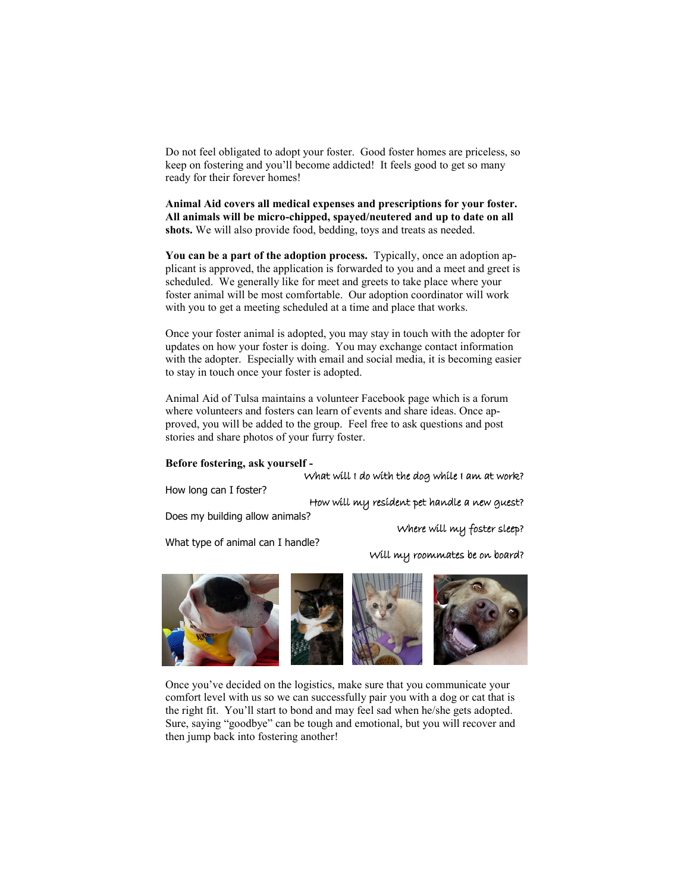Do not feel obligated to adopt your foster. Good foster homes are priceless, so keep on fostering and you'll become addicted! It feels good to get so many ready for their forever homes!

**Animal Aid covers all medical expenses and prescriptions for your foster. All animals will be micro-chipped, spayed/neutered and up to date on all shots.** We will also provide food, bedding, toys and treats as needed.

**You can be a part of the adoption process.** Typically, once an adoption applicant is approved, the application is forwarded to you and a meet and greet is scheduled. We generally like for meet and greets to take place where your foster animal will be most comfortable. Our adoption coordinator will work with you to get a meeting scheduled at a time and place that works.

Once your foster animal is adopted, you may stay in touch with the adopter for updates on how your foster is doing. You may exchange contact information with the adopter. Especially with email and social media, it is becoming easier to stay in touch once your foster is adopted.

Animal Aid of Tulsa maintains a volunteer Facebook page which is a forum where volunteers and fosters can learn of events and share ideas. Once approved, you will be added to the group. Feel free to ask questions and post stories and share photos of your furry foster.

**Before fostering, ask yourself -**

*What will I do with the dog while I am at work?*

How long can I foster?

*How will my resident pet handle a new guest?*

Does my building allow animals?

*Where will my foster sleep?*

What type of animal can I handle?

*Will my roommates be on board?*

Once you've decided on the logistics, make sure that you communicate your comfort level with us so we can successfully pair you with a dog or cat that is the right fit. You'll start to bond and may feel sad when he/she gets adopted. Sure, saying "goodbye" can be tough and emotional, but you will recover and then jump back into fostering another!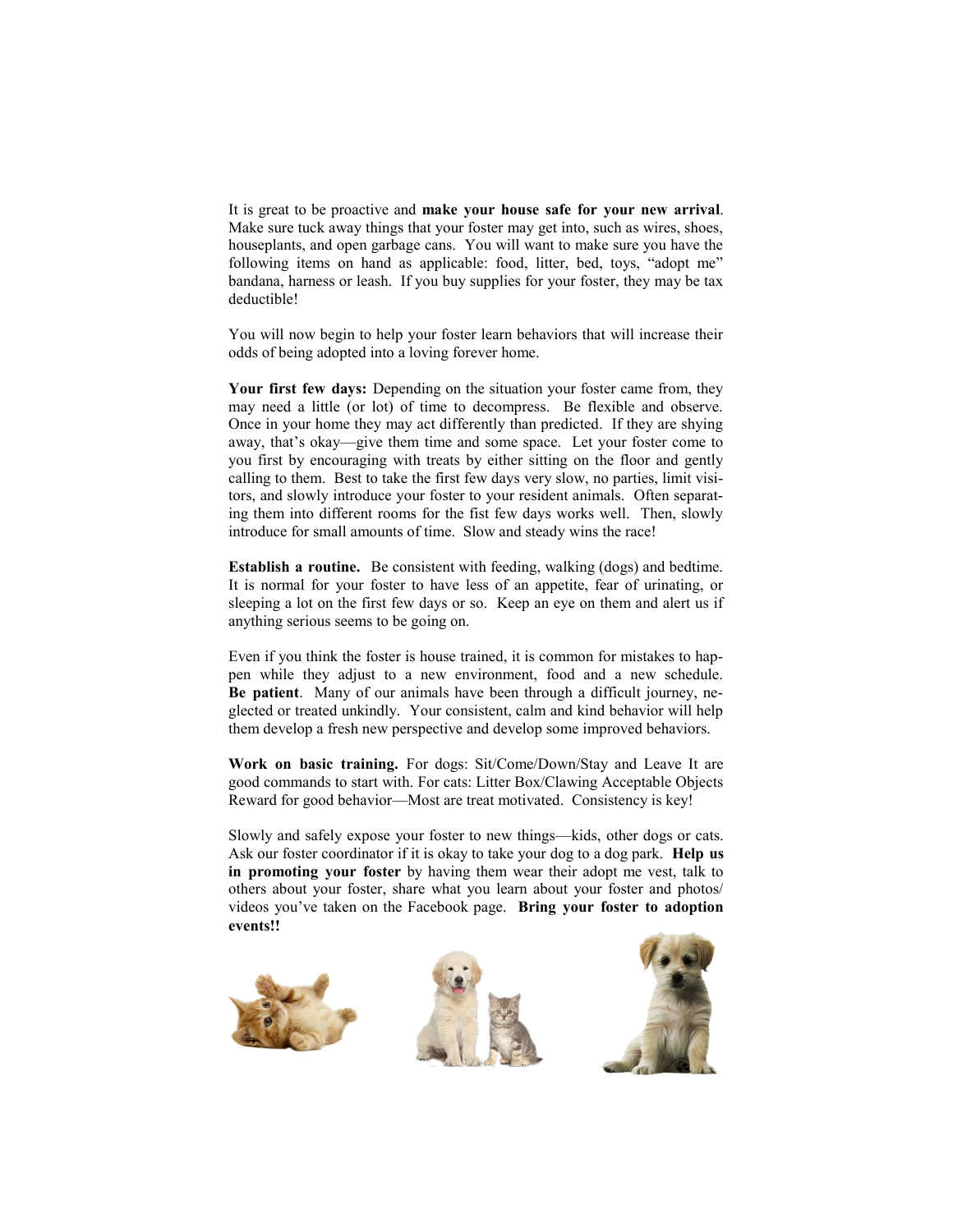It is great to be proactive and **make your house safe for your new arrival**. Make sure tuck away things that your foster may get into, such as wires, shoes, houseplants, and open garbage cans. You will want to make sure you have the following items on hand as applicable: food, litter, bed, toys, "adopt me" bandana, harness or leash. If you buy supplies for your foster, they may be tax deductible!

You will now begin to help your foster learn behaviors that will increase their odds of being adopted into a loving forever home.

**Your first few days:** Depending on the situation your foster came from, they may need a little (or lot) of time to decompress. Be flexible and observe. Once in your home they may act differently than predicted. If they are shying away, that's okay—give them time and some space. Let your foster come to you first by encouraging with treats by either sitting on the floor and gently calling to them. Best to take the first few days very slow, no parties, limit visitors, and slowly introduce your foster to your resident animals. Often separating them into different rooms for the fist few days works well. Then, slowly introduce for small amounts of time. Slow and steady wins the race!

**Establish a routine.** Be consistent with feeding, walking (dogs) and bedtime. It is normal for your foster to have less of an appetite, fear of urinating, or sleeping a lot on the first few days or so. Keep an eye on them and alert us if anything serious seems to be going on.

Even if you think the foster is house trained, it is common for mistakes to happen while they adjust to a new environment, food and a new schedule. **Be patient**. Many of our animals have been through a difficult journey, neglected or treated unkindly. Your consistent, calm and kind behavior will help them develop a fresh new perspective and develop some improved behaviors.

**Work on basic training.** For dogs: Sit/Come/Down/Stay and Leave It are good commands to start with. For cats: Litter Box/Clawing Acceptable Objects Reward for good behavior—Most are treat motivated. Consistency is key!

Slowly and safely expose your foster to new things—kids, other dogs or cats. Ask our foster coordinator if it is okay to take your dog to a dog park. **Help us in promoting your foster** by having them wear their adopt me vest, talk to others about your foster, share what you learn about your foster and photos/ videos you've taken on the Facebook page. **Bring your foster to adoption events!!**